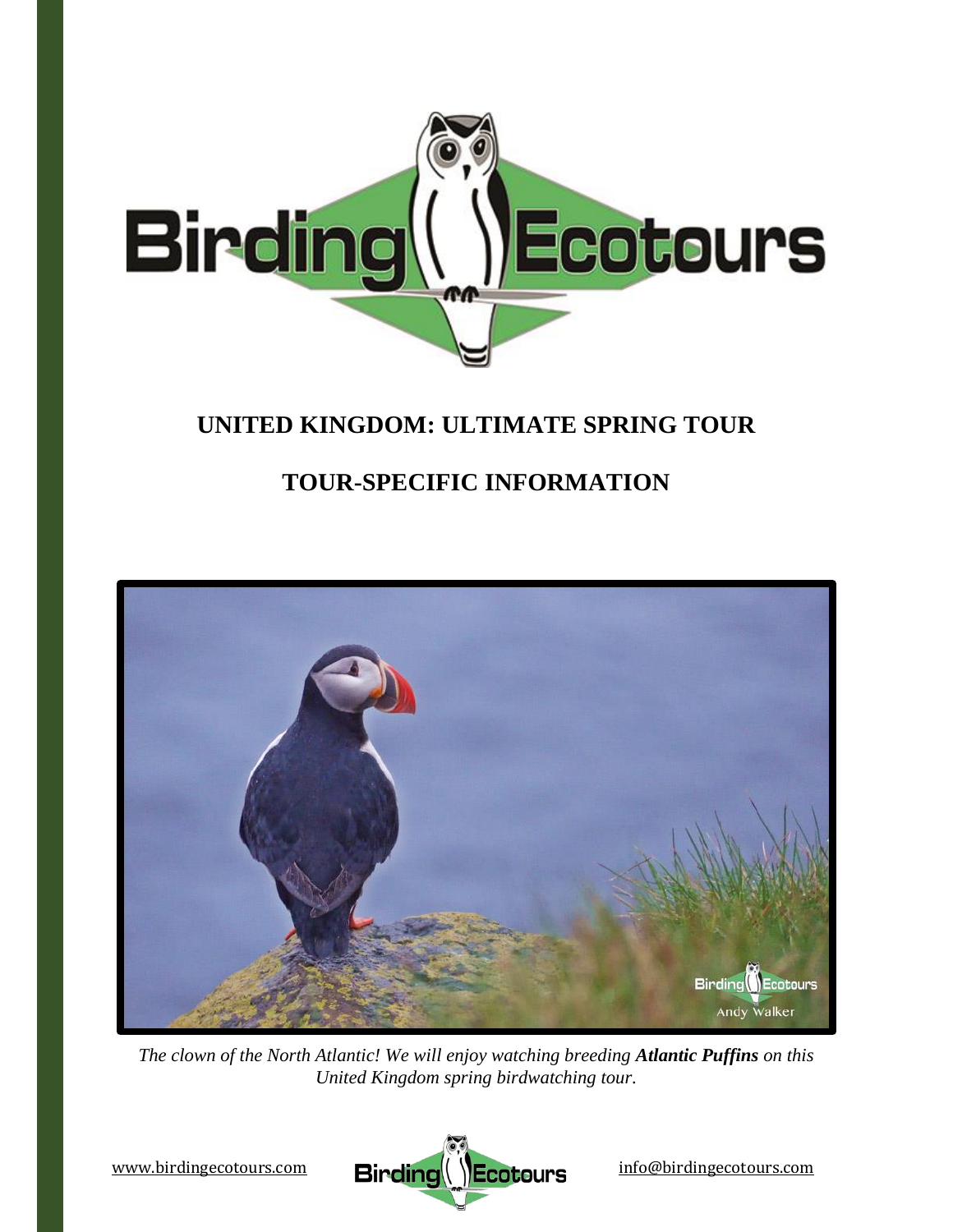# UNITED KINGDOM: ULTIMATE SPRING TOUR

# TOUR-SPECIFIC INFORMATION

*The clown of the North Atlantic! We will enjoy watching breeding **Atlantic Puffins** on this United Kingdom spring birdwatching tour.*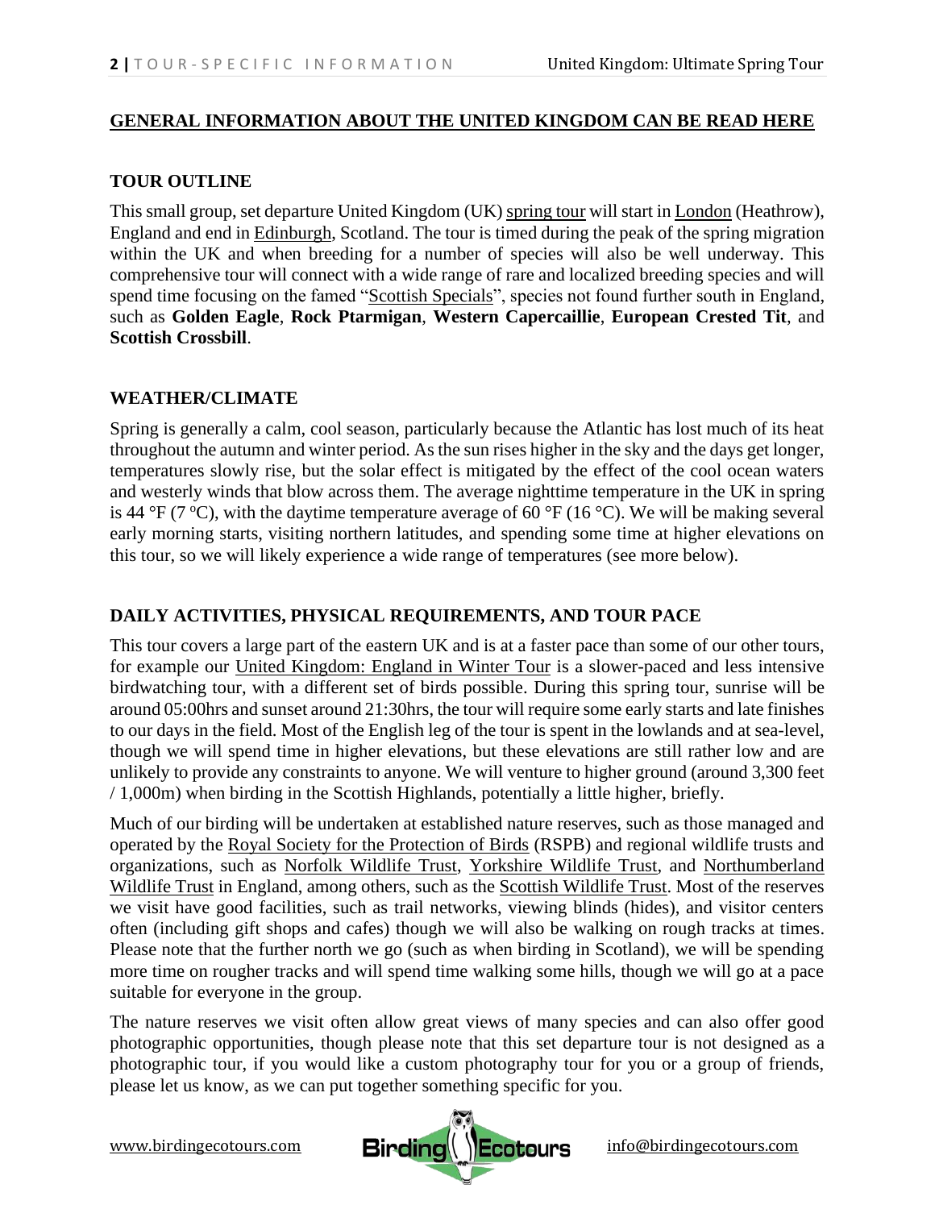**GENERAL INFORMATION ABOUT THE UNITED KINGDOM CAN BE READ HERE**

## TOUR OUTLINE

This small group, set departure United Kingdom (UK) spring tour will start in London (Heathrow), England and end in Edinburgh, Scotland. The tour is timed during the peak of the spring migration within the UK and when breeding for a number of species will also be well underway. This comprehensive tour will connect with a wide range of rare and localized breeding species and will spend time focusing on the famed "Scottish Specials", species not found further south in England, such as **Golden Eagle**, **Rock Ptarmigan**, **Western Capercaillie**, **European Crested Tit**, and **Scottish Crossbill**.

## WEATHER/CLIMATE

Spring is generally a calm, cool season, particularly because the Atlantic has lost much of its heat throughout the autumn and winter period. As the sun rises higher in the sky and the days get longer, temperatures slowly rise, but the solar effect is mitigated by the effect of the cool ocean waters and westerly winds that blow across them. The average nighttime temperature in the UK in spring is 44 °F (7 °C), with the daytime temperature average of 60 °F (16 °C). We will be making several early morning starts, visiting northern latitudes, and spending some time at higher elevations on this tour, so we will likely experience a wide range of temperatures (see more below).

## DAILY ACTIVITIES, PHYSICAL REQUIREMENTS, AND TOUR PACE

This tour covers a large part of the eastern UK and is at a faster pace than some of our other tours, for example our United Kingdom: England in Winter Tour is a slower-paced and less intensive birdwatching tour, with a different set of birds possible. During this spring tour, sunrise will be around 05:00hrs and sunset around 21:30hrs, the tour will require some early starts and late finishes to our days in the field. Most of the English leg of the tour is spent in the lowlands and at sea-level, though we will spend time in higher elevations, but these elevations are still rather low and are unlikely to provide any constraints to anyone. We will venture to higher ground (around 3,300 feet / 1,000m) when birding in the Scottish Highlands, potentially a little higher, briefly.

Much of our birding will be undertaken at established nature reserves, such as those managed and operated by the Royal Society for the Protection of Birds (RSPB) and regional wildlife trusts and organizations, such as Norfolk Wildlife Trust, Yorkshire Wildlife Trust, and Northumberland Wildlife Trust in England, among others, such as the Scottish Wildlife Trust. Most of the reserves we visit have good facilities, such as trail networks, viewing blinds (hides), and visitor centers often (including gift shops and cafes) though we will also be walking on rough tracks at times. Please note that the further north we go (such as when birding in Scotland), we will be spending more time on rougher tracks and will spend time walking some hills, though we will go at a pace suitable for everyone in the group.

The nature reserves we visit often allow great views of many species and can also offer good photographic opportunities, though please note that this set departure tour is not designed as a photographic tour, if you would like a custom photography tour for you or a group of friends, please let us know, as we can put together something specific for you.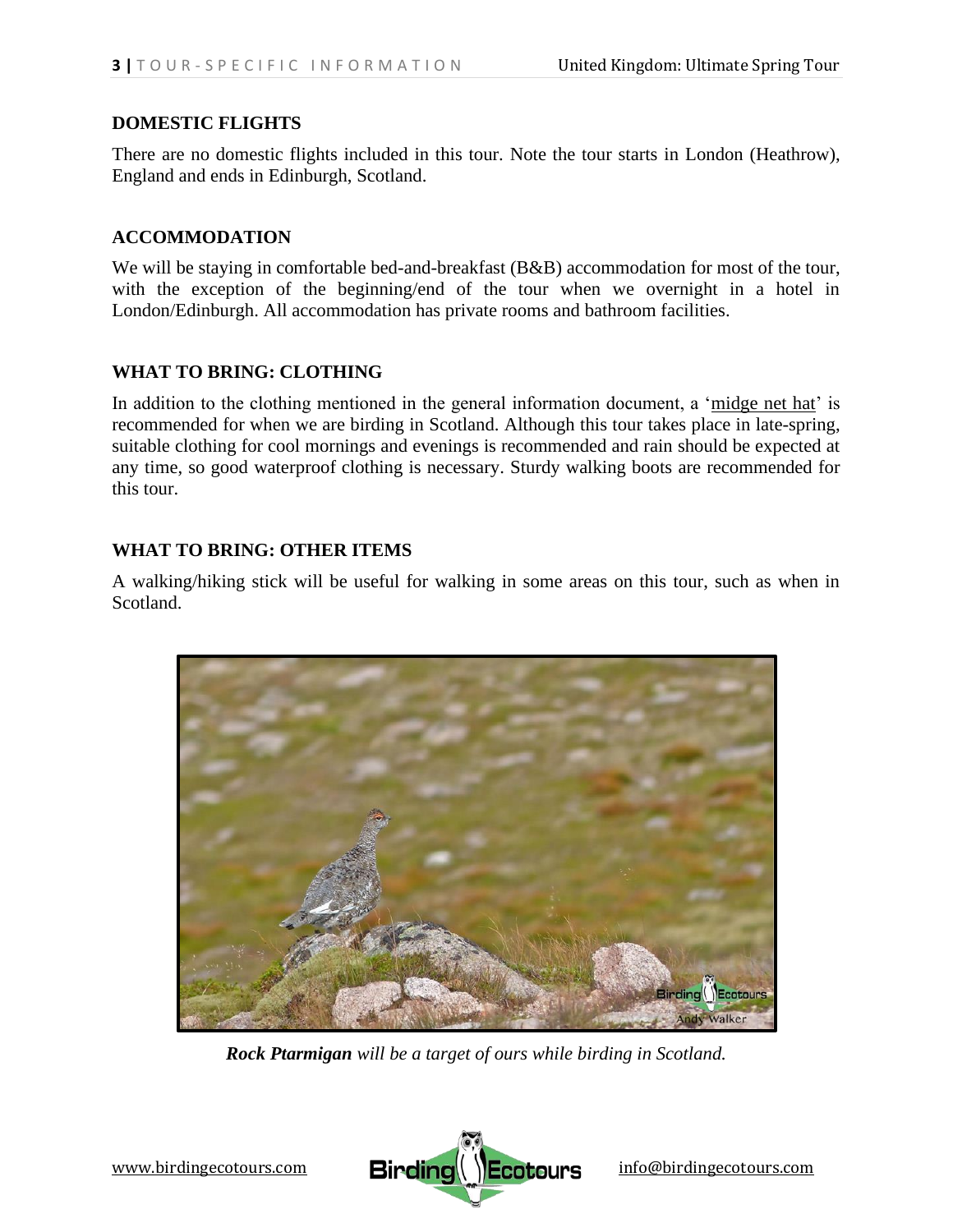## DOMESTIC FLIGHTS

There are no domestic flights included in this tour. Note the tour starts in London (Heathrow), England and ends in Edinburgh, Scotland.

## ACCOMMODATION

We will be staying in comfortable bed-and-breakfast (B&B) accommodation for most of the tour, with the exception of the beginning/end of the tour when we overnight in a hotel in London/Edinburgh. All accommodation has private rooms and bathroom facilities.

## WHAT TO BRING: CLOTHING

In addition to the clothing mentioned in the general information document, a 'midge net hat' is recommended for when we are birding in Scotland. Although this tour takes place in late-spring, suitable clothing for cool mornings and evenings is recommended and rain should be expected at any time, so good waterproof clothing is necessary. Sturdy walking boots are recommended for this tour.

## WHAT TO BRING: OTHER ITEMS

A walking/hiking stick will be useful for walking in some areas on this tour, such as when in Scotland.

***Rock Ptarmigan** will be a target of ours while birding in Scotland.*